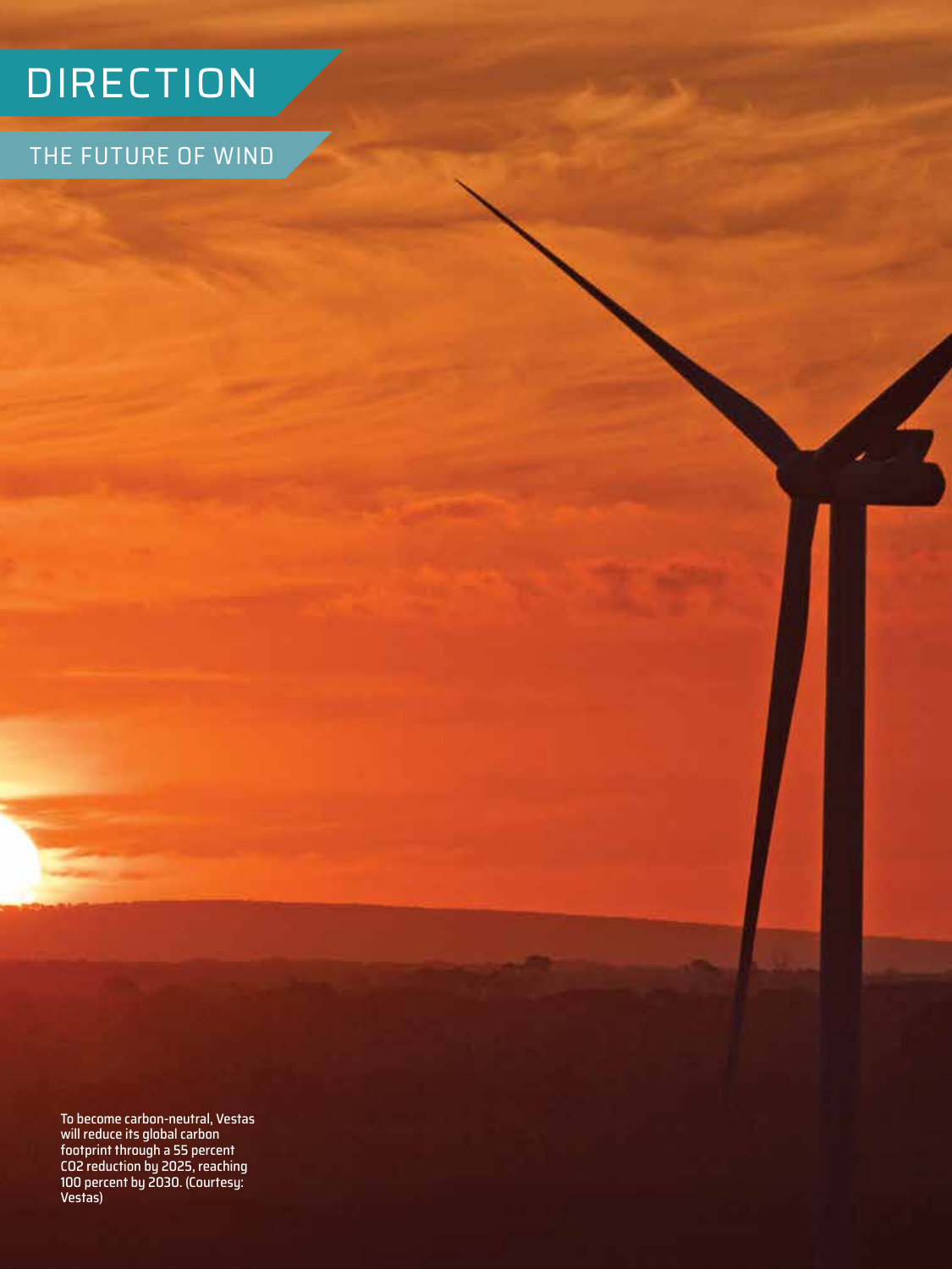# DIRECTION

## THE FUTURE OF WIND

To become carbon-neutral, Vestas will reduce its global carbon footprint through a 55 percent CO2 reduction by 2025, reaching 100 percent by 2030. (Courtesy: Vestas)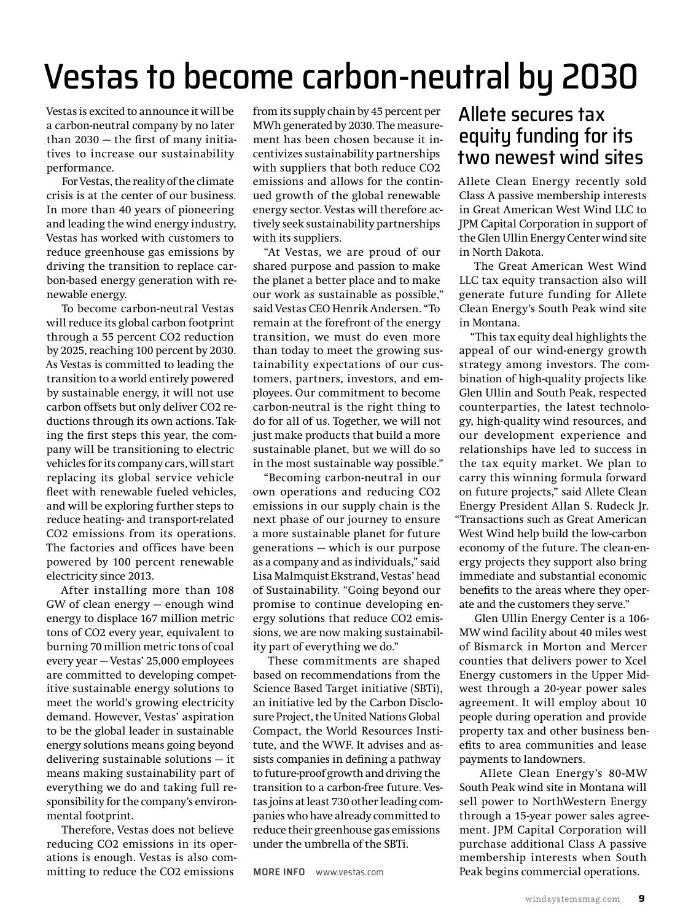# Vestas to become carbon-neutral by 2030

Vestas is excited to announce it will be a carbon-neutral company by no later than 2030 — the first of many initiatives to increase our sustainability performance.

For Vestas, the reality of the climate crisis is at the center of our business. In more than 40 years of pioneering and leading the wind energy industry, Vestas has worked with customers to reduce greenhouse gas emissions by driving the transition to replace carbon-based energy generation with renewable energy.

To become carbon-neutral Vestas will reduce its global carbon footprint through a 55 percent $CO_2$ reduction by 2025, reaching 100 percent by 2030. As Vestas is committed to leading the transition to a world entirely powered by sustainable energy, it will not use carbon offsets but only deliver $CO_2$ reductions through its own actions. Taking the first steps this year, the company will be transitioning to electric vehicles for its company cars, will start replacing its global service vehicle fleet with renewable fueled vehicles, and will be exploring further steps to reduce heating- and transport-related $CO_2$ emissions from its operations. The factories and offices have been powered by 100 percent renewable electricity since 2013.

After installing more than 108 GW of clean energy — enough wind energy to displace 167 million metric tons of $CO_2$ every year, equivalent to burning 70 million metric tons of coal every year — Vestas' 25,000 employees are committed to developing competitive sustainable energy solutions to meet the world's growing electricity demand. However, Vestas' aspiration to be the global leader in sustainable energy solutions means going beyond delivering sustainable solutions — it means making sustainability part of everything we do and taking full responsibility for the company's environmental footprint.

Therefore, Vestas does not believe reducing $CO_2$ emissions in its operations is enough. Vestas is also committing to reduce the $CO_2$ emissions from its supply chain by 45 percent per MWh generated by 2030. The measurement has been chosen because it incentivizes sustainability partnerships with suppliers that both reduce $CO_2$ emissions and allows for the continued growth of the global renewable energy sector. Vestas will therefore actively seek sustainability partnerships with its suppliers.

"At Vestas, we are proud of our shared purpose and passion to make the planet a better place and to make our work as sustainable as possible," said Vestas CEO Henrik Andersen. "To remain at the forefront of the energy transition, we must do even more than today to meet the growing sustainability expectations of our customers, partners, investors, and employees. Our commitment to become carbon-neutral is the right thing to do for all of us. Together, we will not just make products that build a more sustainable planet, but we will do so in the most sustainable way possible."

"Becoming carbon-neutral in our own operations and reducing $CO_2$ emissions in our supply chain is the next phase of our journey to ensure a more sustainable planet for future generations — which is our purpose as a company and as individuals," said Lisa Malmquist Ekstrand, Vestas' head of Sustainability. "Going beyond our promise to continue developing energy solutions that reduce $CO_2$ emissions, we are now making sustainability part of everything we do."

These commitments are shaped based on recommendations from the Science Based Target initiative (SBTi), an initiative led by the Carbon Disclosure Project, the United Nations Global Compact, the World Resources Institute, and the WWF. It advises and assists companies in defining a pathway to future-proof growth and driving the transition to a carbon-free future. Vestas joins at least 730 other leading companies who have already committed to reduce their greenhouse gas emissions under the umbrella of the SBTi.

**MORE INFO** www.vestas.com

## Allete secures tax equity funding for its two newest wind sites

Allete Clean Energy recently sold Class A passive membership interests in Great American West Wind LLC to JPM Capital Corporation in support of the Glen Ullin Energy Center wind site in North Dakota.

The Great American West Wind LLC tax equity transaction also will generate future funding for Allete Clean Energy's South Peak wind site in Montana.

"This tax equity deal highlights the appeal of our wind-energy growth strategy among investors. The combination of high-quality projects like Glen Ullin and South Peak, respected counterparties, the latest technology, high-quality wind resources, and our development experience and relationships have led to success in the tax equity market. We plan to carry this winning formula forward on future projects," said Allete Clean Energy President Allan S. Rudeck Jr. "Transactions such as Great American West Wind help build the low-carbon economy of the future. The clean-energy projects they support also bring immediate and substantial economic benefits to the areas where they operate and the customers they serve."

Glen Ullin Energy Center is a 106-MW wind facility about 40 miles west of Bismarck in Morton and Mercer counties that delivers power to Xcel Energy customers in the Upper Midwest through a 20-year power sales agreement. It will employ about 10 people during operation and provide property tax and other business benefits to area communities and lease payments to landowners.

Allete Clean Energy's 80-MW South Peak wind site in Montana will sell power to NorthWestern Energy through a 15-year power sales agreement. JPM Capital Corporation will purchase additional Class A passive membership interests when South Peak begins commercial operations.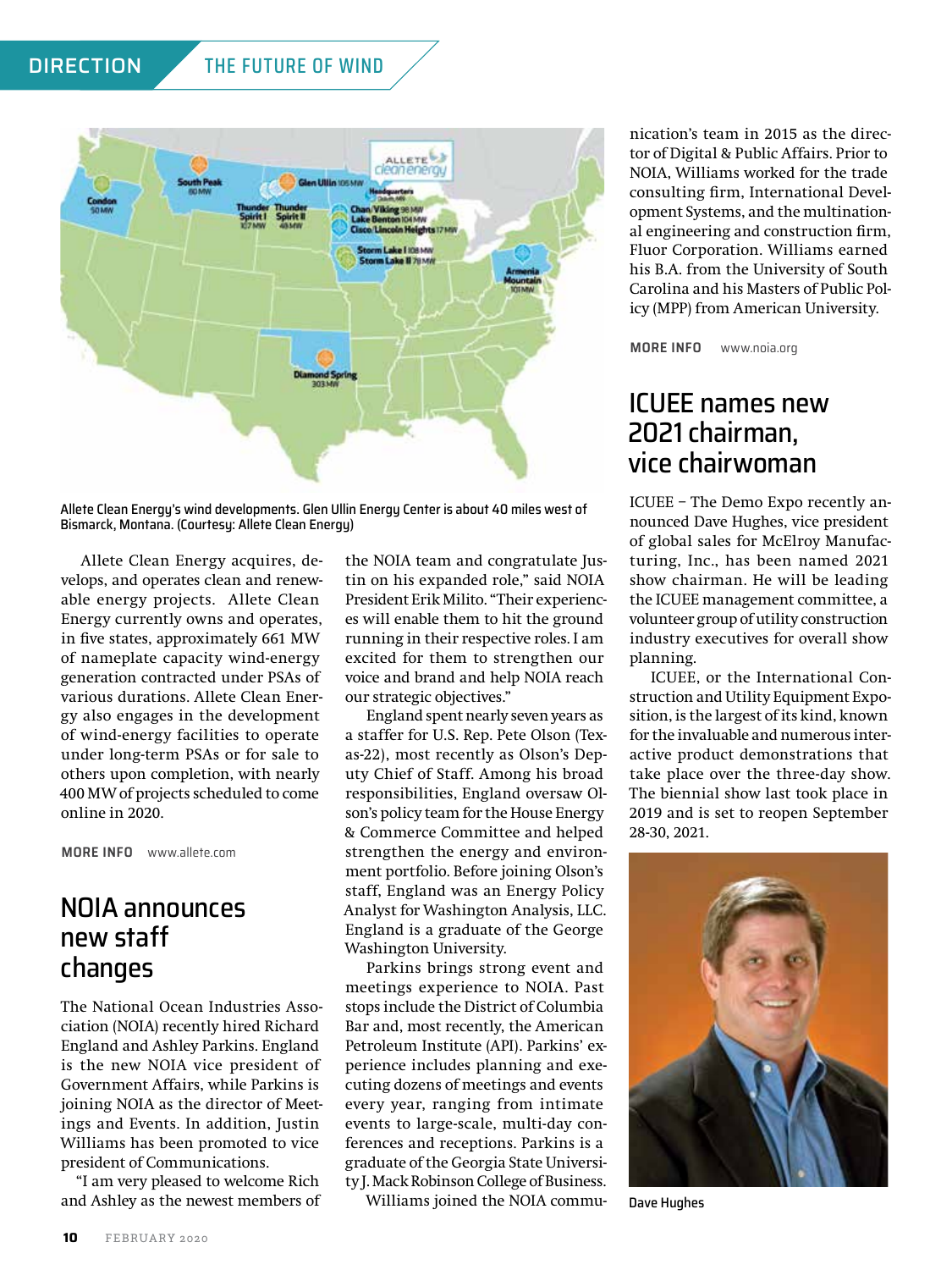Allete Clean Energy's wind developments. Glen Ullin Energy Center is about 40 miles west of Bismarck, Montana. (Courtesy: Allete Clean Energy)

Allete Clean Energy acquires, develops, and operates clean and renewable energy projects. Allete Clean Energy currently owns and operates, in five states, approximately 661 MW of nameplate capacity wind-energy generation contracted under PSAs of various durations. Allete Clean Energy also engages in the development of wind-energy facilities to operate under long-term PSAs or for sale to others upon completion, with nearly 400 MW of projects scheduled to come online in 2020.

**MORE INFO** www.allete.com

## NOIA announces new staff changes

The National Ocean Industries Association (NOIA) recently hired Richard England and Ashley Parkins. England is the new NOIA vice president of Government Affairs, while Parkins is joining NOIA as the director of Meetings and Events. In addition, Justin Williams has been promoted to vice president of Communications.

"I am very pleased to welcome Rich and Ashley as the newest members of the NOIA team and congratulate Justin on his expanded role," said NOIA President Erik Milito. "Their experiences will enable them to hit the ground running in their respective roles. I am excited for them to strengthen our voice and brand and help NOIA reach our strategic objectives."

England spent nearly seven years as a staffer for U.S. Rep. Pete Olson (Texas-22), most recently as Olson's Deputy Chief of Staff. Among his broad responsibilities, England oversaw Olson's policy team for the House Energy & Commerce Committee and helped strengthen the energy and environment portfolio. Before joining Olson's staff, England was an Energy Policy Analyst for Washington Analysis, LLC. England is a graduate of the George Washington University.

Parkins brings strong event and meetings experience to NOIA. Past stops include the District of Columbia Bar and, most recently, the American Petroleum Institute (API). Parkins' experience includes planning and executing dozens of meetings and events every year, ranging from intimate events to large-scale, multi-day conferences and receptions. Parkins is a graduate of the Georgia State University J. Mack Robinson College of Business.

Williams joined the NOIA communication's team in 2015 as the director of Digital & Public Affairs. Prior to NOIA, Williams worked for the trade consulting firm, International Development Systems, and the multinational engineering and construction firm, Fluor Corporation. Williams earned his B.A. from the University of South Carolina and his Masters of Public Policy (MPP) from American University.

**MORE INFO** www.noia.org

## ICUEE names new 2021 chairman, vice chairwoman

ICUEE – The Demo Expo recently announced Dave Hughes, vice president of global sales for McElroy Manufacturing, Inc., has been named 2021 show chairman. He will be leading the ICUEE management committee, a volunteer group of utility construction industry executives for overall show planning.

ICUEE, or the International Construction and Utility Equipment Exposition, is the largest of its kind, known for the invaluable and numerous interactive product demonstrations that take place over the three-day show. The biennial show last took place in 2019 and is set to reopen September 28-30, 2021.

Dave Hughes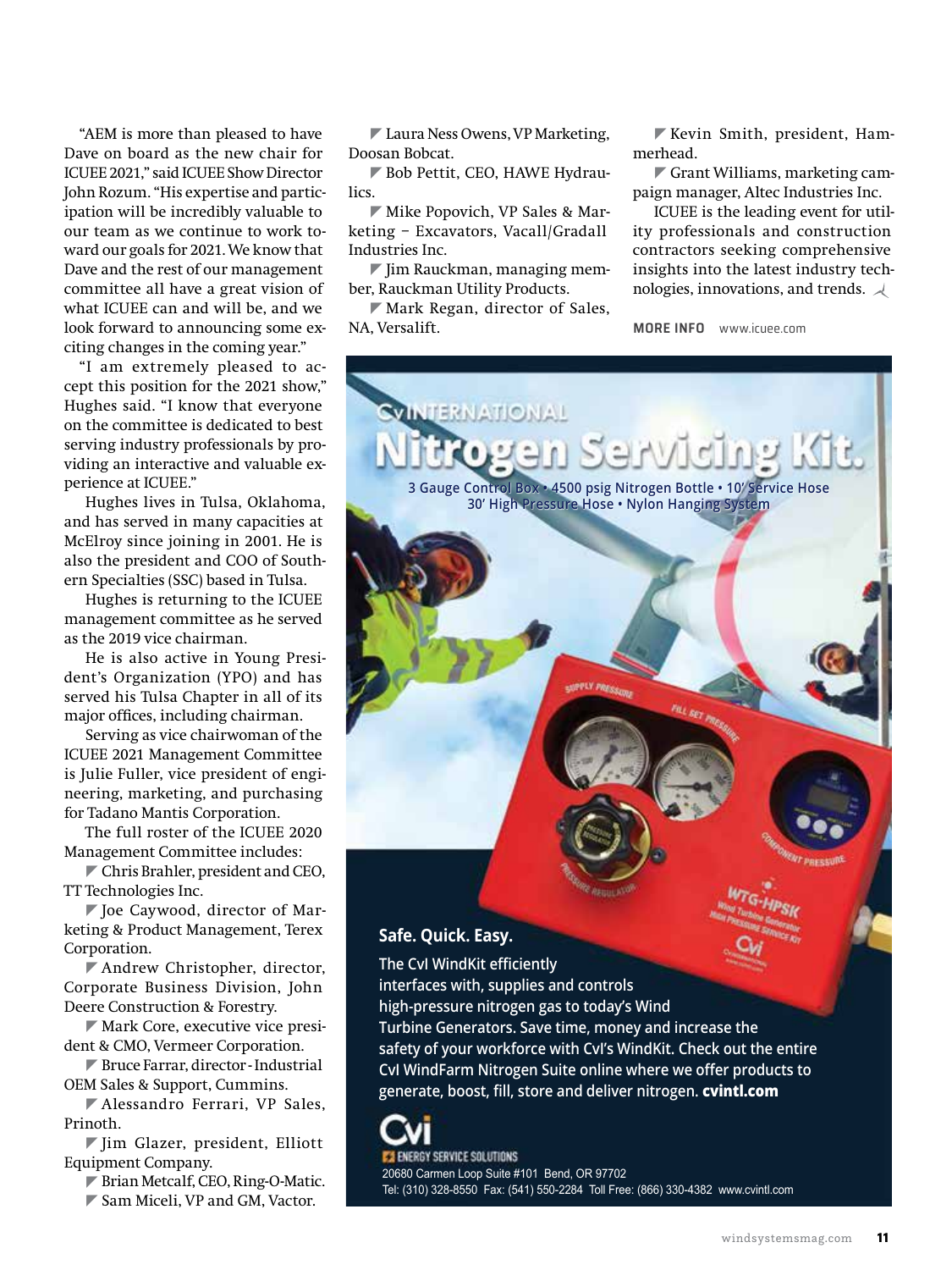"AEM is more than pleased to have Dave on board as the new chair for ICUEE 2021," said ICUEE Show Director John Rozum. "His expertise and participation will be incredibly valuable to our team as we continue to work toward our goals for 2021. We know that Dave and the rest of our management committee all have a great vision of what ICUEE can and will be, and we look forward to announcing some exciting changes in the coming year."

"I am extremely pleased to accept this position for the 2021 show," Hughes said. "I know that everyone on the committee is dedicated to best serving industry professionals by providing an interactive and valuable experience at ICUEE."

Hughes lives in Tulsa, Oklahoma, and has served in many capacities at McElroy since joining in 2001. He is also the president and COO of Southern Specialties (SSC) based in Tulsa.

Hughes is returning to the ICUEE management committee as he served as the 2019 vice chairman.

He is also active in Young President's Organization (YPO) and has served his Tulsa Chapter in all of its major offices, including chairman.

Serving as vice chairwoman of the ICUEE 2021 Management Committee is Julie Fuller, vice president of engineering, marketing, and purchasing for Tadano Mantis Corporation.

The full roster of the ICUEE 2020 Management Committee includes:

- Chris Brahler, president and CEO, TT Technologies Inc.
- Joe Caywood, director of Marketing & Product Management, Terex Corporation.
- Andrew Christopher, director, Corporate Business Division, John Deere Construction & Forestry.
- Mark Core, executive vice president & CMO, Vermeer Corporation.
- Bruce Farrar, director - Industrial OEM Sales & Support, Cummins.
- Alessandro Ferrari, VP Sales, Prinoth.
- Jim Glazer, president, Elliott Equipment Company.
- Brian Metcalf, CEO, Ring-O-Matic.
- Sam Miceli, VP and GM, Vactor.
- Laura Ness Owens, VP Marketing, Doosan Bobcat.
- Bob Pettit, CEO, HAWE Hydraulics.
- Mike Popovich, VP Sales & Marketing – Excavators, Vacall/Gradall Industries Inc.
- Jim Rauckman, managing member, Rauckman Utility Products.
- Mark Regan, director of Sales, NA, Versalift.
- Kevin Smith, president, Hammerhead.
- Grant Williams, marketing campaign manager, Altec Industries Inc.

ICUEE is the leading event for utility professionals and construction contractors seeking comprehensive insights into the latest industry technologies, innovations, and trends.

**MORE INFO** www.icuee.com

CvI INTERNATIONAL

# Nitrogen Servicing Kit.

3 Gauge Control Box • 4500 psig Nitrogen Bottle • 10' Service Hose
30' High Pressure Hose • Nylon Hanging System

**Safe. Quick. Easy.**

The CvI WindKit efficiently interfaces with, supplies and controls high-pressure nitrogen gas to today's Wind Turbine Generators. Save time, money and increase the safety of your workforce with CvI's WindKit. Check out the entire CvI WindFarm Nitrogen Suite online where we offer products to generate, boost, fill, store and deliver nitrogen. **cvintl.com**

Cvi ENERGY SERVICE SOLUTIONS
20680 Carmen Loop Suite #101 Bend, OR 97702
Tel: (310) 328-8550 Fax: (541) 550-2284 Toll Free: (866) 330-4382 www.cvintl.com